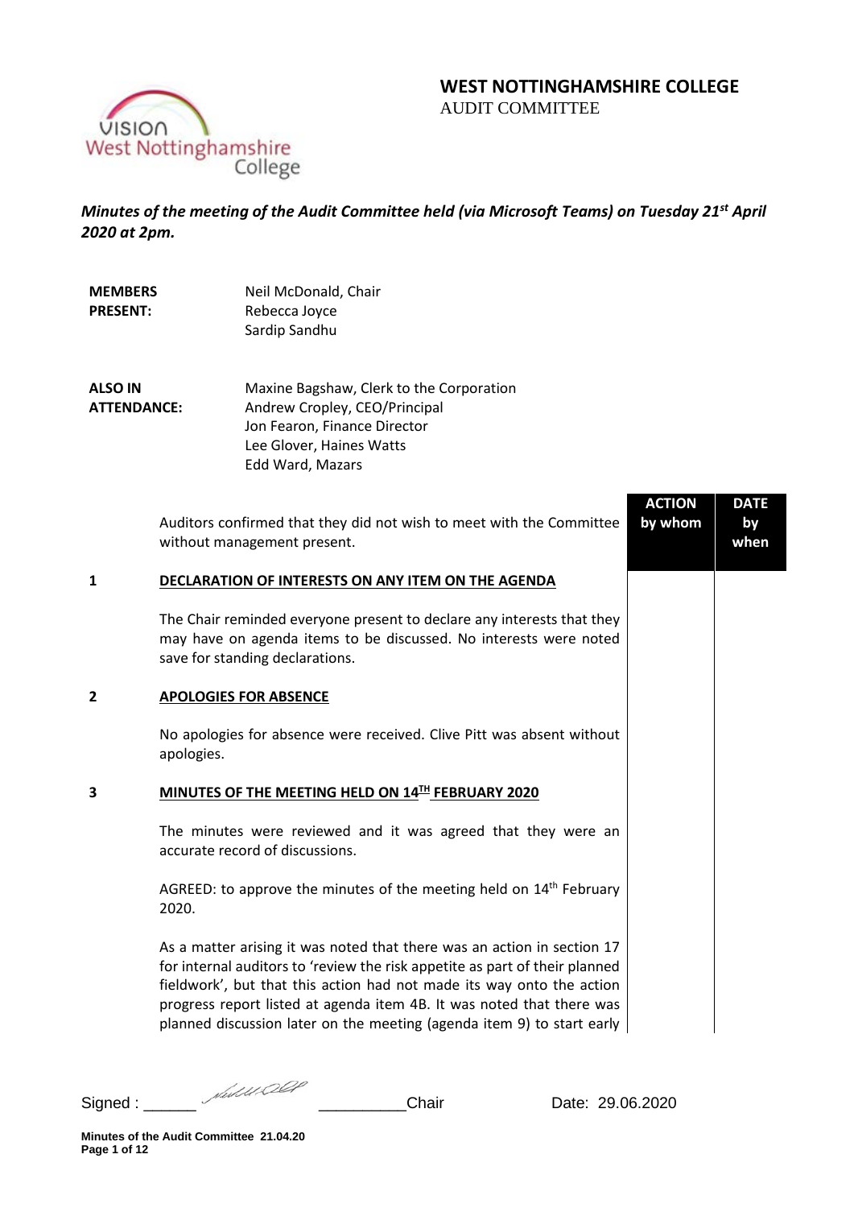# WEST NOTTINGHAMSHIRE COLLEGE
AUDIT COMMITTEE

***Minutes of the meeting of the Audit Committee held (via Microsoft Teams) on Tuesday 21st April 2020 at 2pm.***

**MEMBERS PRESENT:**
Neil McDonald, Chair
Rebecca Joyce
Sardip Sandhu

**ALSO IN ATTENDANCE:**
Maxine Bagshaw, Clerk to the Corporation
Andrew Cropley, CEO/Principal
Jon Fearon, Finance Director
Lee Glover, Haines Watts
Edd Ward, Mazars

| | | ACTION by whom | DATE by when |
|---|---|---|---|
| | Auditors confirmed that they did not wish to meet with the Committee without management present. | | |
| **1** | **DECLARATION OF INTERESTS ON ANY ITEM ON THE AGENDA** | | |
| | The Chair reminded everyone present to declare any interests that they may have on agenda items to be discussed. No interests were noted save for standing declarations. | | |
| **2** | **APOLOGIES FOR ABSENCE** | | |
| | No apologies for absence were received. Clive Pitt was absent without apologies. | | |
| **3** | **MINUTES OF THE MEETING HELD ON 14TH FEBRUARY 2020** | | |
| | The minutes were reviewed and it was agreed that they were an accurate record of discussions. | | |
| | AGREED: to approve the minutes of the meeting held on 14th February 2020. | | |
| | As a matter arising it was noted that there was an action in section 17 for internal auditors to 'review the risk appetite as part of their planned fieldwork', but that this action had not made its way onto the action progress report listed at agenda item 4B. It was noted that there was planned discussion later on the meeting (agenda item 9) to start early | | |

Signed : Chair Date: 29.06.2020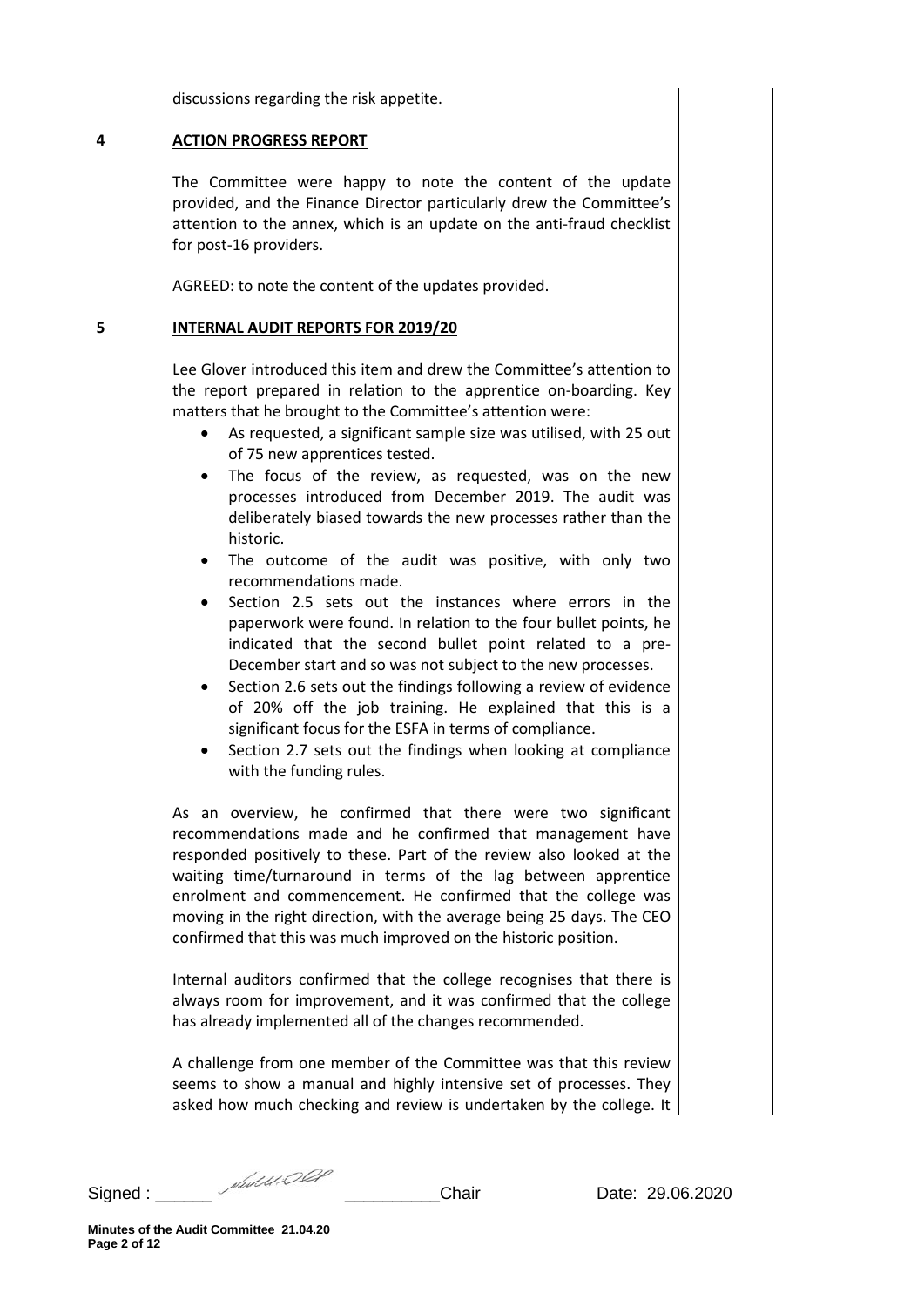discussions regarding the risk appetite.

## 4 ACTION PROGRESS REPORT

The Committee were happy to note the content of the update provided, and the Finance Director particularly drew the Committee's attention to the annex, which is an update on the anti-fraud checklist for post-16 providers.

AGREED: to note the content of the updates provided.

## 5 INTERNAL AUDIT REPORTS FOR 2019/20

Lee Glover introduced this item and drew the Committee's attention to the report prepared in relation to the apprentice on-boarding. Key matters that he brought to the Committee's attention were:

- As requested, a significant sample size was utilised, with 25 out of 75 new apprentices tested.
- The focus of the review, as requested, was on the new processes introduced from December 2019. The audit was deliberately biased towards the new processes rather than the historic.
- The outcome of the audit was positive, with only two recommendations made.
- Section 2.5 sets out the instances where errors in the paperwork were found. In relation to the four bullet points, he indicated that the second bullet point related to a pre-December start and so was not subject to the new processes.
- Section 2.6 sets out the findings following a review of evidence of 20% off the job training. He explained that this is a significant focus for the ESFA in terms of compliance.
- Section 2.7 sets out the findings when looking at compliance with the funding rules.

As an overview, he confirmed that there were two significant recommendations made and he confirmed that management have responded positively to these. Part of the review also looked at the waiting time/turnaround in terms of the lag between apprentice enrolment and commencement. He confirmed that the college was moving in the right direction, with the average being 25 days. The CEO confirmed that this was much improved on the historic position.

Internal auditors confirmed that the college recognises that there is always room for improvement, and it was confirmed that the college has already implemented all of the changes recommended.

A challenge from one member of the Committee was that this review seems to show a manual and highly intensive set of processes. They asked how much checking and review is undertaken by the college. It

Signed : ______ __________Chair Date: 29.06.2020

**Minutes of the Audit Committee 21.04.20**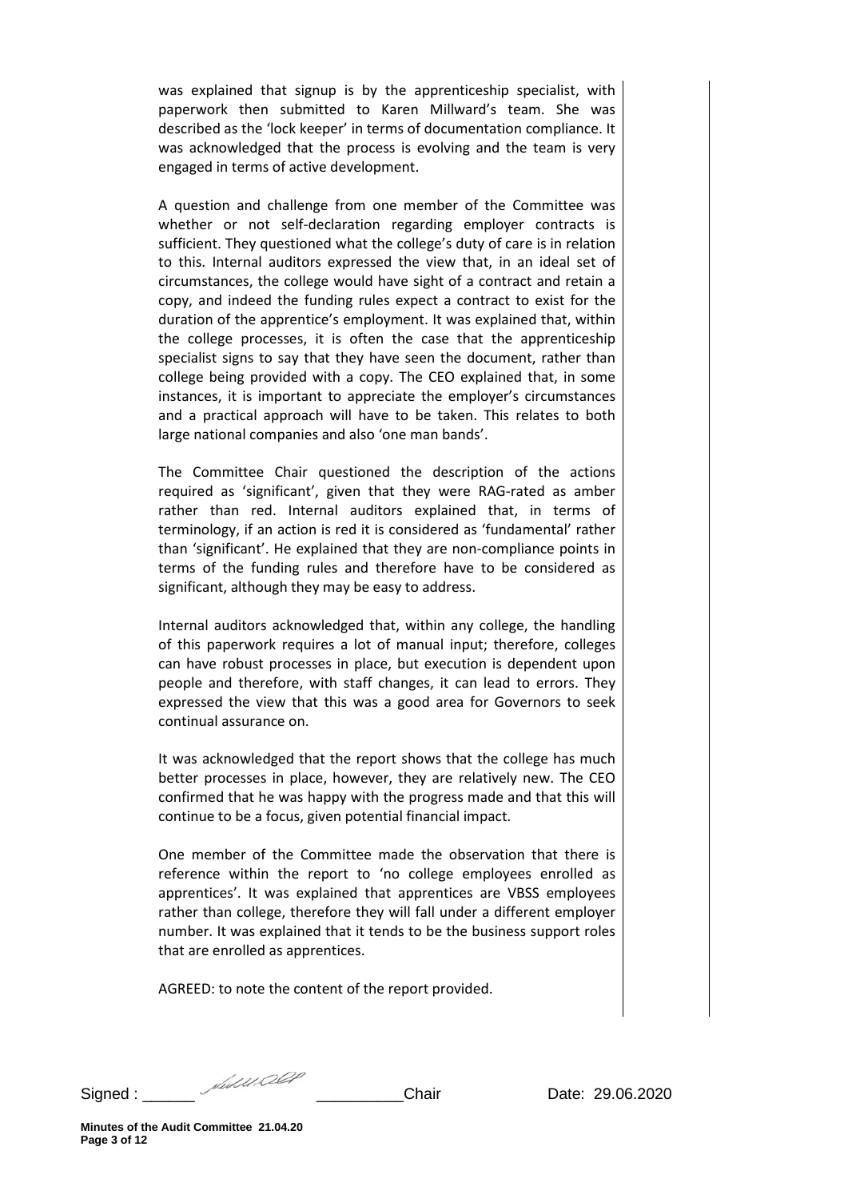was explained that signup is by the apprenticeship specialist, with paperwork then submitted to Karen Millward's team. She was described as the 'lock keeper' in terms of documentation compliance. It was acknowledged that the process is evolving and the team is very engaged in terms of active development.

A question and challenge from one member of the Committee was whether or not self-declaration regarding employer contracts is sufficient. They questioned what the college's duty of care is in relation to this. Internal auditors expressed the view that, in an ideal set of circumstances, the college would have sight of a contract and retain a copy, and indeed the funding rules expect a contract to exist for the duration of the apprentice's employment. It was explained that, within the college processes, it is often the case that the apprenticeship specialist signs to say that they have seen the document, rather than college being provided with a copy. The CEO explained that, in some instances, it is important to appreciate the employer's circumstances and a practical approach will have to be taken. This relates to both large national companies and also 'one man bands'.

The Committee Chair questioned the description of the actions required as 'significant', given that they were RAG-rated as amber rather than red. Internal auditors explained that, in terms of terminology, if an action is red it is considered as 'fundamental' rather than 'significant'. He explained that they are non-compliance points in terms of the funding rules and therefore have to be considered as significant, although they may be easy to address.

Internal auditors acknowledged that, within any college, the handling of this paperwork requires a lot of manual input; therefore, colleges can have robust processes in place, but execution is dependent upon people and therefore, with staff changes, it can lead to errors. They expressed the view that this was a good area for Governors to seek continual assurance on.

It was acknowledged that the report shows that the college has much better processes in place, however, they are relatively new. The CEO confirmed that he was happy with the progress made and that this will continue to be a focus, given potential financial impact.

One member of the Committee made the observation that there is reference within the report to 'no college employees enrolled as apprentices'. It was explained that apprentices are VBSS employees rather than college, therefore they will fall under a different employer number. It was explained that it tends to be the business support roles that are enrolled as apprentices.

AGREED: to note the content of the report provided.

Signed : ______ __________Chair Date: 29.06.2020

**Minutes of the Audit Committee 21.04.20**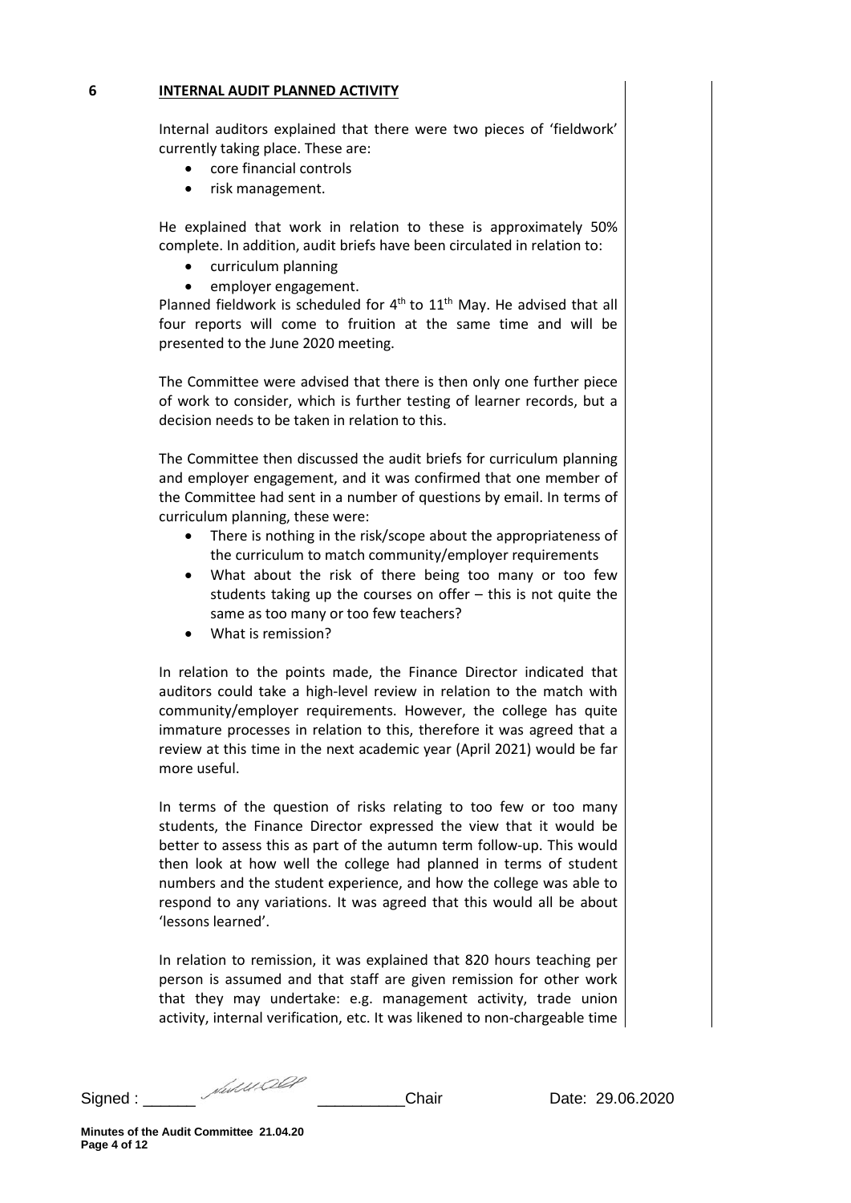## 6 INTERNAL AUDIT PLANNED ACTIVITY

Internal auditors explained that there were two pieces of 'fieldwork' currently taking place. These are:

- core financial controls
- risk management.

He explained that work in relation to these is approximately 50% complete. In addition, audit briefs have been circulated in relation to:

- curriculum planning
- employer engagement.

Planned fieldwork is scheduled for 4th to 11th May. He advised that all four reports will come to fruition at the same time and will be presented to the June 2020 meeting.

The Committee were advised that there is then only one further piece of work to consider, which is further testing of learner records, but a decision needs to be taken in relation to this.

The Committee then discussed the audit briefs for curriculum planning and employer engagement, and it was confirmed that one member of the Committee had sent in a number of questions by email. In terms of curriculum planning, these were:

- There is nothing in the risk/scope about the appropriateness of the curriculum to match community/employer requirements
- What about the risk of there being too many or too few students taking up the courses on offer – this is not quite the same as too many or too few teachers?
- What is remission?

In relation to the points made, the Finance Director indicated that auditors could take a high-level review in relation to the match with community/employer requirements. However, the college has quite immature processes in relation to this, therefore it was agreed that a review at this time in the next academic year (April 2021) would be far more useful.

In terms of the question of risks relating to too few or too many students, the Finance Director expressed the view that it would be better to assess this as part of the autumn term follow-up. This would then look at how well the college had planned in terms of student numbers and the student experience, and how the college was able to respond to any variations. It was agreed that this would all be about 'lessons learned'.

In relation to remission, it was explained that 820 hours teaching per person is assumed and that staff are given remission for other work that they may undertake: e.g. management activity, trade union activity, internal verification, etc. It was likened to non-chargeable time

Signed : ______ __________Chair Date: 29.06.2020

Minutes of the Audit Committee 21.04.20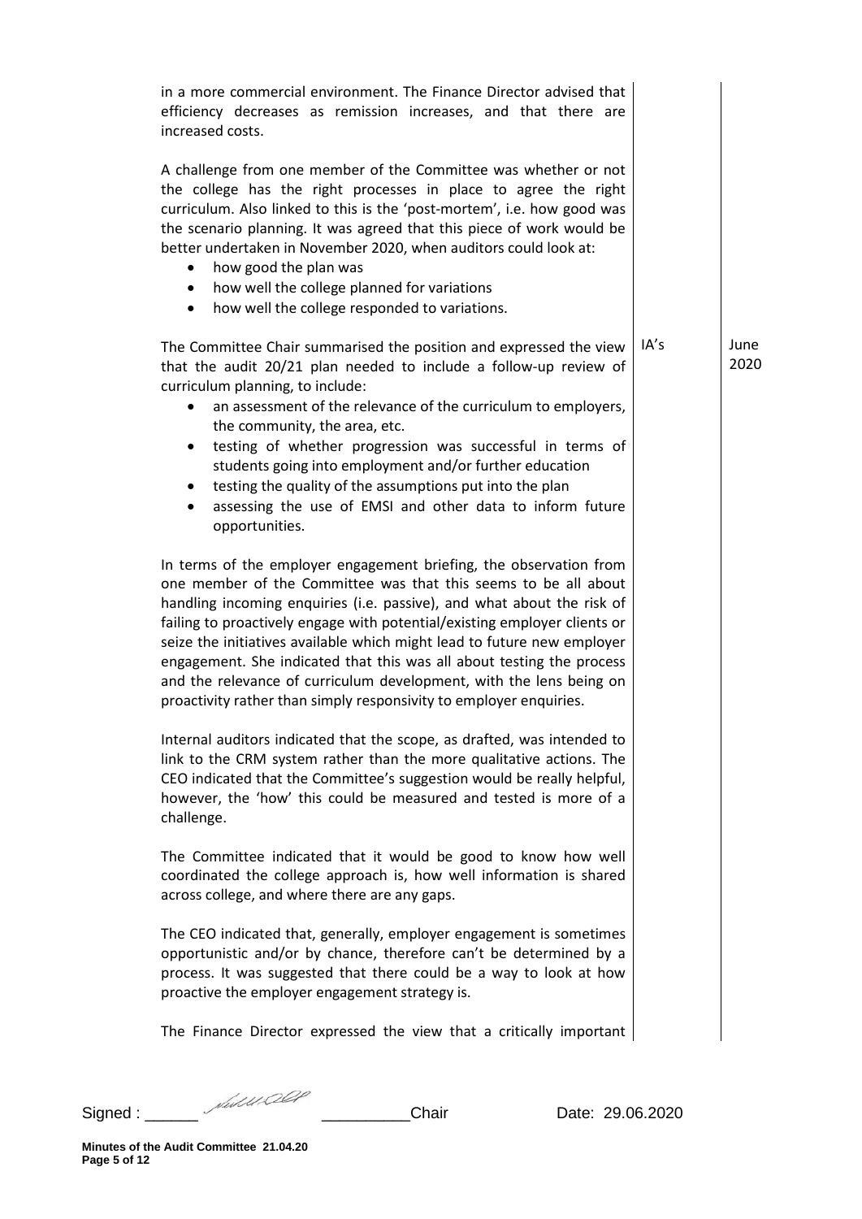in a more commercial environment. The Finance Director advised that efficiency decreases as remission increases, and that there are increased costs.

A challenge from one member of the Committee was whether or not the college has the right processes in place to agree the right curriculum. Also linked to this is the 'post-mortem', i.e. how good was the scenario planning. It was agreed that this piece of work would be better undertaken in November 2020, when auditors could look at:

- how good the plan was
- how well the college planned for variations
- how well the college responded to variations.

| | | |
|---|---|---|
| The Committee Chair summarised the position and expressed the view that the audit 20/21 plan needed to include a follow-up review of curriculum planning, to include: | IA's | June 2020 |

- an assessment of the relevance of the curriculum to employers, the community, the area, etc.
- testing of whether progression was successful in terms of students going into employment and/or further education
- testing the quality of the assumptions put into the plan
- assessing the use of EMSI and other data to inform future opportunities.

In terms of the employer engagement briefing, the observation from one member of the Committee was that this seems to be all about handling incoming enquiries (i.e. passive), and what about the risk of failing to proactively engage with potential/existing employer clients or seize the initiatives available which might lead to future new employer engagement. She indicated that this was all about testing the process and the relevance of curriculum development, with the lens being on proactivity rather than simply responsivity to employer enquiries.

Internal auditors indicated that the scope, as drafted, was intended to link to the CRM system rather than the more qualitative actions. The CEO indicated that the Committee's suggestion would be really helpful, however, the 'how' this could be measured and tested is more of a challenge.

The Committee indicated that it would be good to know how well coordinated the college approach is, how well information is shared across college, and where there are any gaps.

The CEO indicated that, generally, employer engagement is sometimes opportunistic and/or by chance, therefore can't be determined by a process. It was suggested that there could be a way to look at how proactive the employer engagement strategy is.

The Finance Director expressed the view that a critically important

Signed : ______ ________Chair Date: 29.06.2020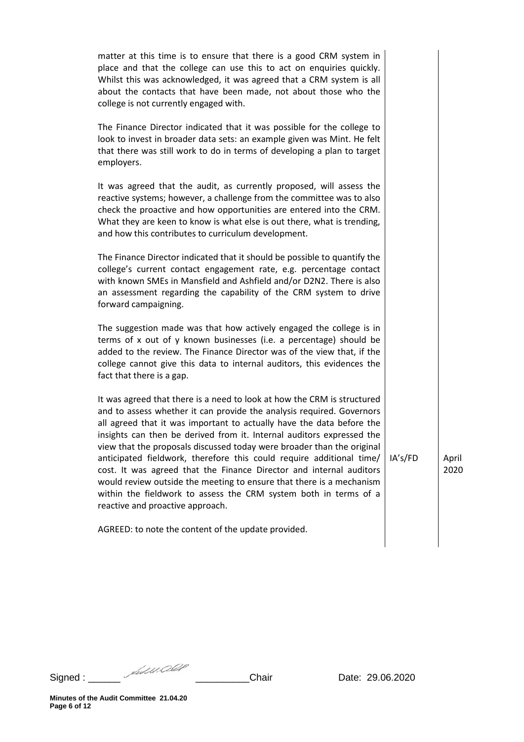matter at this time is to ensure that there is a good CRM system in place and that the college can use this to act on enquiries quickly. Whilst this was acknowledged, it was agreed that a CRM system is all about the contacts that have been made, not about those who the college is not currently engaged with.

The Finance Director indicated that it was possible for the college to look to invest in broader data sets: an example given was Mint. He felt that there was still work to do in terms of developing a plan to target employers.

It was agreed that the audit, as currently proposed, will assess the reactive systems; however, a challenge from the committee was to also check the proactive and how opportunities are entered into the CRM. What they are keen to know is what else is out there, what is trending, and how this contributes to curriculum development.

The Finance Director indicated that it should be possible to quantify the college's current contact engagement rate, e.g. percentage contact with known SMEs in Mansfield and Ashfield and/or D2N2. There is also an assessment regarding the capability of the CRM system to drive forward campaigning.

The suggestion made was that how actively engaged the college is in terms of x out of y known businesses (i.e. a percentage) should be added to the review. The Finance Director was of the view that, if the college cannot give this data to internal auditors, this evidences the fact that there is a gap.

| | | |
|---|---|---|
| It was agreed that there is a need to look at how the CRM is structured and to assess whether it can provide the analysis required. Governors all agreed that it was important to actually have the data before the insights can then be derived from it. Internal auditors expressed the view that the proposals discussed today were broader than the original anticipated fieldwork, therefore this could require additional time/ cost. It was agreed that the Finance Director and internal auditors would review outside the meeting to ensure that there is a mechanism within the fieldwork to assess the CRM system both in terms of a reactive and proactive approach. | IA's/FD | April 2020 |

AGREED: to note the content of the update provided.

Signed : \_\_\_\_\_\_ \_\_\_\_\_\_\_\_\_\_Chair Date: 29.06.2020

**Minutes of the Audit Committee 21.04.20**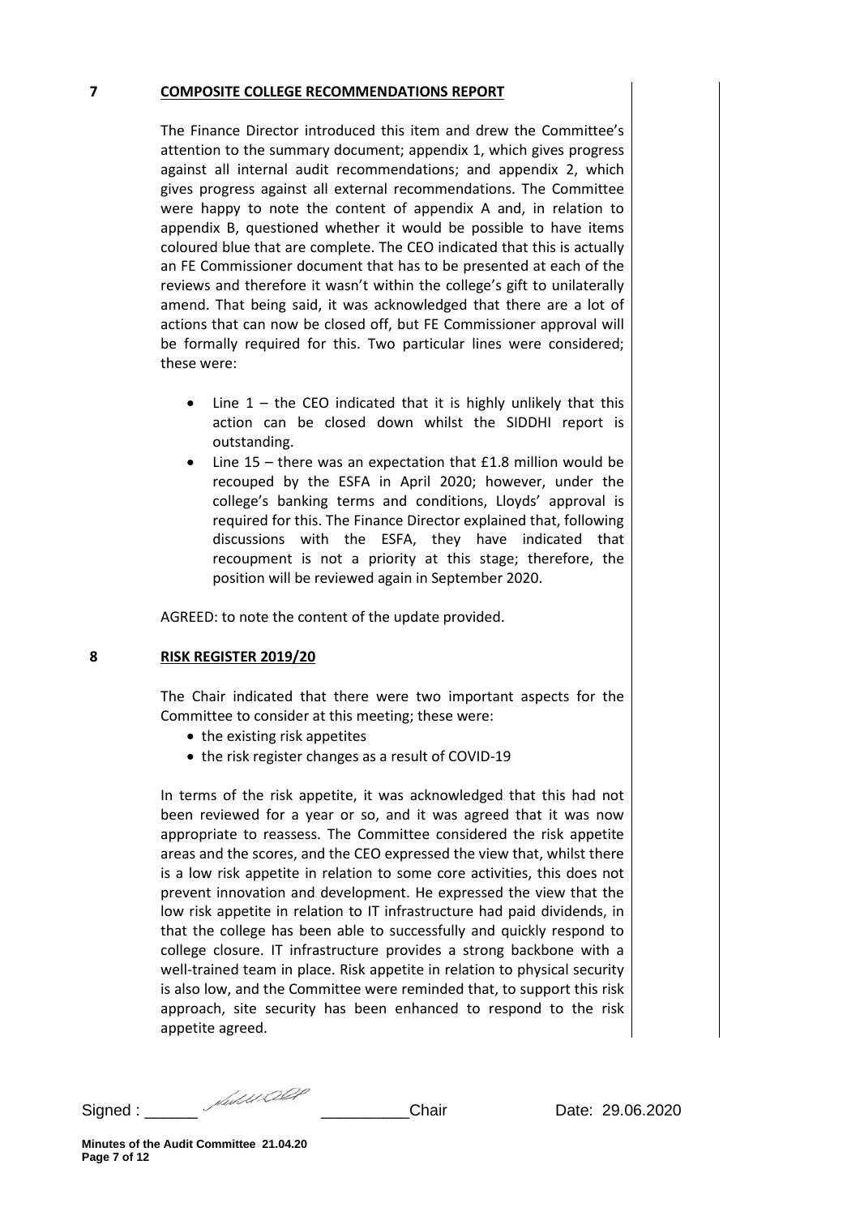## 7 COMPOSITE COLLEGE RECOMMENDATIONS REPORT

The Finance Director introduced this item and drew the Committee's attention to the summary document; appendix 1, which gives progress against all internal audit recommendations; and appendix 2, which gives progress against all external recommendations. The Committee were happy to note the content of appendix A and, in relation to appendix B, questioned whether it would be possible to have items coloured blue that are complete. The CEO indicated that this is actually an FE Commissioner document that has to be presented at each of the reviews and therefore it wasn't within the college's gift to unilaterally amend. That being said, it was acknowledged that there are a lot of actions that can now be closed off, but FE Commissioner approval will be formally required for this. Two particular lines were considered; these were:

- Line 1 – the CEO indicated that it is highly unlikely that this action can be closed down whilst the SIDDHI report is outstanding.
- Line 15 – there was an expectation that £1.8 million would be recouped by the ESFA in April 2020; however, under the college's banking terms and conditions, Lloyds' approval is required for this. The Finance Director explained that, following discussions with the ESFA, they have indicated that recoupment is not a priority at this stage; therefore, the position will be reviewed again in September 2020.

AGREED: to note the content of the update provided.

## 8 RISK REGISTER 2019/20

The Chair indicated that there were two important aspects for the Committee to consider at this meeting; these were:

- the existing risk appetites
- the risk register changes as a result of COVID-19

In terms of the risk appetite, it was acknowledged that this had not been reviewed for a year or so, and it was agreed that it was now appropriate to reassess. The Committee considered the risk appetite areas and the scores, and the CEO expressed the view that, whilst there is a low risk appetite in relation to some core activities, this does not prevent innovation and development. He expressed the view that the low risk appetite in relation to IT infrastructure had paid dividends, in that the college has been able to successfully and quickly respond to college closure. IT infrastructure provides a strong backbone with a well-trained team in place. Risk appetite in relation to physical security is also low, and the Committee were reminded that, to support this risk approach, site security has been enhanced to respond to the risk appetite agreed.

Signed : ______________________ Chair Date: 29.06.2020

Minutes of the Audit Committee 21.04.20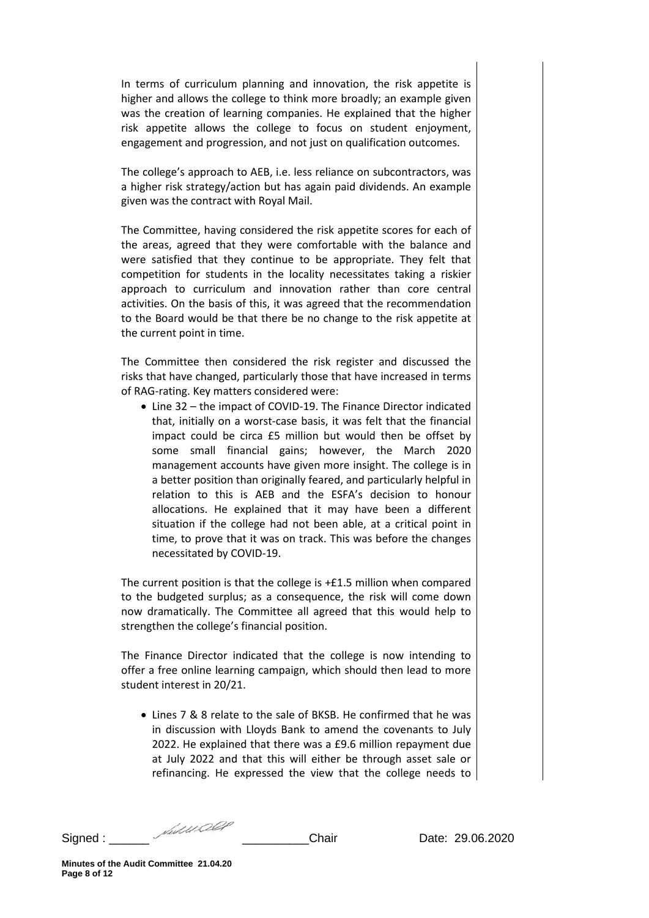In terms of curriculum planning and innovation, the risk appetite is higher and allows the college to think more broadly; an example given was the creation of learning companies. He explained that the higher risk appetite allows the college to focus on student enjoyment, engagement and progression, and not just on qualification outcomes.

The college's approach to AEB, i.e. less reliance on subcontractors, was a higher risk strategy/action but has again paid dividends. An example given was the contract with Royal Mail.

The Committee, having considered the risk appetite scores for each of the areas, agreed that they were comfortable with the balance and were satisfied that they continue to be appropriate. They felt that competition for students in the locality necessitates taking a riskier approach to curriculum and innovation rather than core central activities. On the basis of this, it was agreed that the recommendation to the Board would be that there be no change to the risk appetite at the current point in time.

The Committee then considered the risk register and discussed the risks that have changed, particularly those that have increased in terms of RAG-rating. Key matters considered were:

- Line 32 – the impact of COVID-19. The Finance Director indicated that, initially on a worst-case basis, it was felt that the financial impact could be circa £5 million but would then be offset by some small financial gains; however, the March 2020 management accounts have given more insight. The college is in a better position than originally feared, and particularly helpful in relation to this is AEB and the ESFA's decision to honour allocations. He explained that it may have been a different situation if the college had not been able, at a critical point in time, to prove that it was on track. This was before the changes necessitated by COVID-19.

The current position is that the college is +£1.5 million when compared to the budgeted surplus; as a consequence, the risk will come down now dramatically. The Committee all agreed that this would help to strengthen the college's financial position.

The Finance Director indicated that the college is now intending to offer a free online learning campaign, which should then lead to more student interest in 20/21.

- Lines 7 & 8 relate to the sale of BKSB. He confirmed that he was in discussion with Lloyds Bank to amend the covenants to July 2022. He explained that there was a £9.6 million repayment due at July 2022 and that this will either be through asset sale or refinancing. He expressed the view that the college needs to

Signed : ______ __________Chair Date: 29.06.2020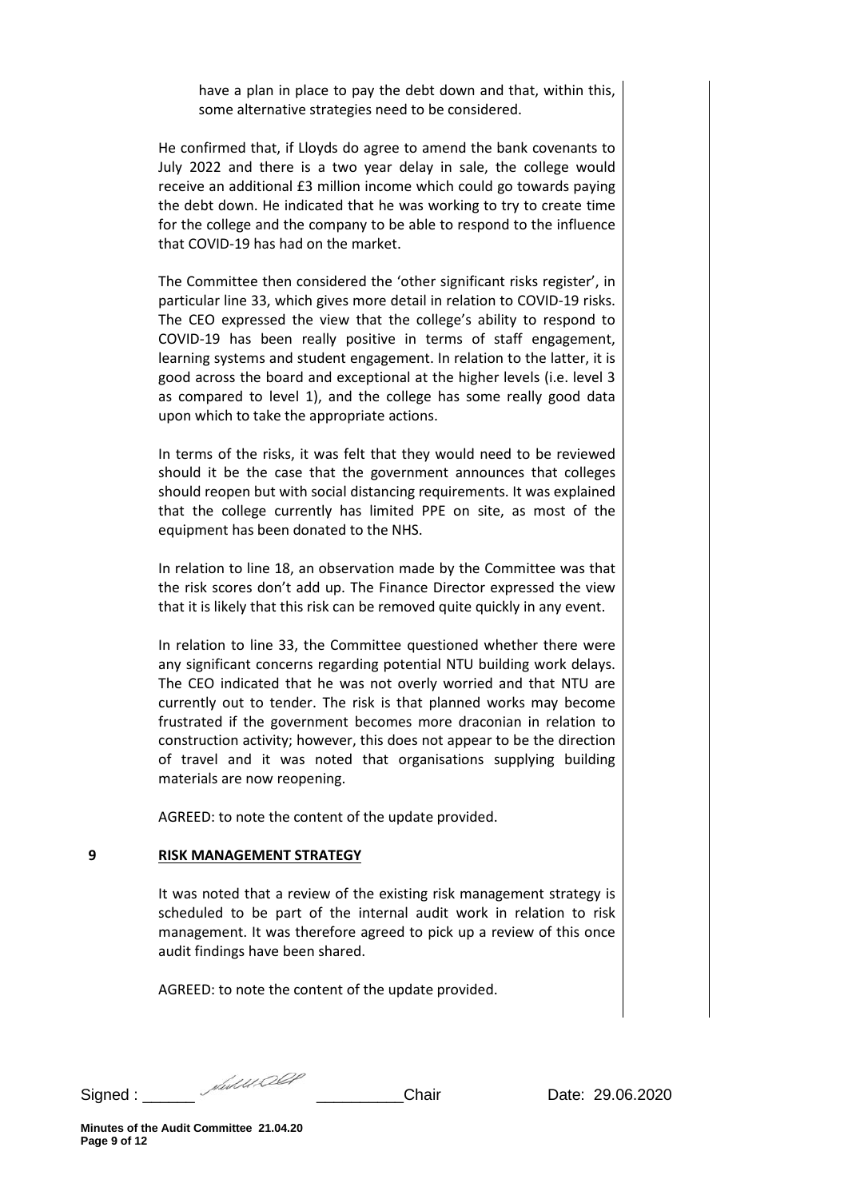have a plan in place to pay the debt down and that, within this, some alternative strategies need to be considered.

He confirmed that, if Lloyds do agree to amend the bank covenants to July 2022 and there is a two year delay in sale, the college would receive an additional £3 million income which could go towards paying the debt down. He indicated that he was working to try to create time for the college and the company to be able to respond to the influence that COVID-19 has had on the market.

The Committee then considered the 'other significant risks register', in particular line 33, which gives more detail in relation to COVID-19 risks. The CEO expressed the view that the college's ability to respond to COVID-19 has been really positive in terms of staff engagement, learning systems and student engagement. In relation to the latter, it is good across the board and exceptional at the higher levels (i.e. level 3 as compared to level 1), and the college has some really good data upon which to take the appropriate actions.

In terms of the risks, it was felt that they would need to be reviewed should it be the case that the government announces that colleges should reopen but with social distancing requirements. It was explained that the college currently has limited PPE on site, as most of the equipment has been donated to the NHS.

In relation to line 18, an observation made by the Committee was that the risk scores don't add up. The Finance Director expressed the view that it is likely that this risk can be removed quite quickly in any event.

In relation to line 33, the Committee questioned whether there were any significant concerns regarding potential NTU building work delays. The CEO indicated that he was not overly worried and that NTU are currently out to tender. The risk is that planned works may become frustrated if the government becomes more draconian in relation to construction activity; however, this does not appear to be the direction of travel and it was noted that organisations supplying building materials are now reopening.

AGREED: to note the content of the update provided.

## 9 RISK MANAGEMENT STRATEGY

It was noted that a review of the existing risk management strategy is scheduled to be part of the internal audit work in relation to risk management. It was therefore agreed to pick up a review of this once audit findings have been shared.

AGREED: to note the content of the update provided.

Signed : ______ ____________Chair Date: 29.06.2020

**Minutes of the Audit Committee 21.04.20**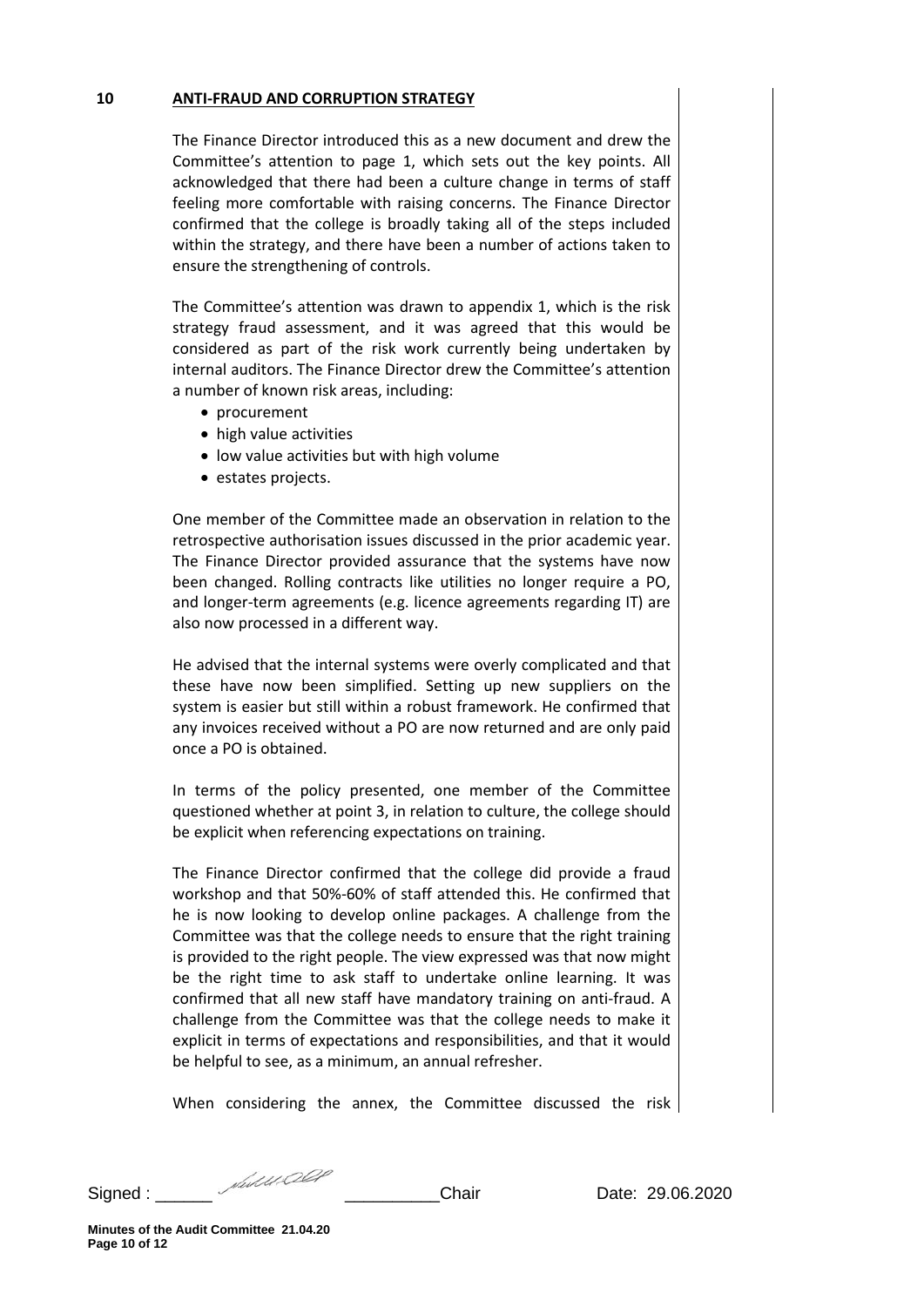## 10 ANTI-FRAUD AND CORRUPTION STRATEGY

The Finance Director introduced this as a new document and drew the Committee's attention to page 1, which sets out the key points. All acknowledged that there had been a culture change in terms of staff feeling more comfortable with raising concerns. The Finance Director confirmed that the college is broadly taking all of the steps included within the strategy, and there have been a number of actions taken to ensure the strengthening of controls.

The Committee's attention was drawn to appendix 1, which is the risk strategy fraud assessment, and it was agreed that this would be considered as part of the risk work currently being undertaken by internal auditors. The Finance Director drew the Committee's attention a number of known risk areas, including:

- procurement
- high value activities
- low value activities but with high volume
- estates projects.

One member of the Committee made an observation in relation to the retrospective authorisation issues discussed in the prior academic year. The Finance Director provided assurance that the systems have now been changed. Rolling contracts like utilities no longer require a PO, and longer-term agreements (e.g. licence agreements regarding IT) are also now processed in a different way.

He advised that the internal systems were overly complicated and that these have now been simplified. Setting up new suppliers on the system is easier but still within a robust framework. He confirmed that any invoices received without a PO are now returned and are only paid once a PO is obtained.

In terms of the policy presented, one member of the Committee questioned whether at point 3, in relation to culture, the college should be explicit when referencing expectations on training.

The Finance Director confirmed that the college did provide a fraud workshop and that 50%-60% of staff attended this. He confirmed that he is now looking to develop online packages. A challenge from the Committee was that the college needs to ensure that the right training is provided to the right people. The view expressed was that now might be the right time to ask staff to undertake online learning. It was confirmed that all new staff have mandatory training on anti-fraud. A challenge from the Committee was that the college needs to make it explicit in terms of expectations and responsibilities, and that it would be helpful to see, as a minimum, an annual refresher.

When considering the annex, the Committee discussed the risk

Signed : ______ __________Chair Date: 29.06.2020

Minutes of the Audit Committee 21.04.20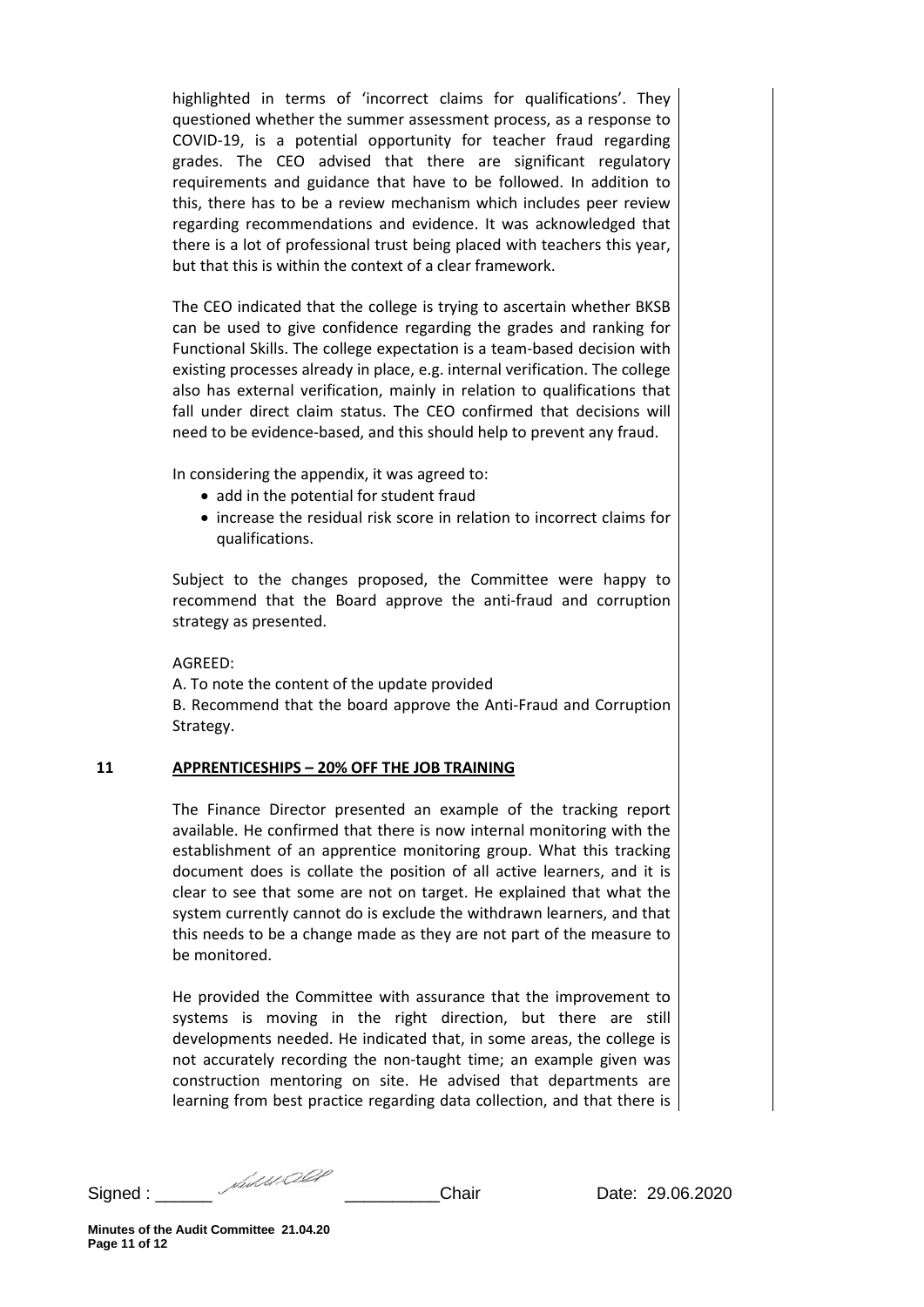highlighted in terms of 'incorrect claims for qualifications'. They questioned whether the summer assessment process, as a response to COVID-19, is a potential opportunity for teacher fraud regarding grades. The CEO advised that there are significant regulatory requirements and guidance that have to be followed. In addition to this, there has to be a review mechanism which includes peer review regarding recommendations and evidence. It was acknowledged that there is a lot of professional trust being placed with teachers this year, but that this is within the context of a clear framework.

The CEO indicated that the college is trying to ascertain whether BKSB can be used to give confidence regarding the grades and ranking for Functional Skills. The college expectation is a team-based decision with existing processes already in place, e.g. internal verification. The college also has external verification, mainly in relation to qualifications that fall under direct claim status. The CEO confirmed that decisions will need to be evidence-based, and this should help to prevent any fraud.

In considering the appendix, it was agreed to:

- add in the potential for student fraud
- increase the residual risk score in relation to incorrect claims for qualifications.

Subject to the changes proposed, the Committee were happy to recommend that the Board approve the anti-fraud and corruption strategy as presented.

AGREED:

A. To note the content of the update provided

B. Recommend that the board approve the Anti-Fraud and Corruption Strategy.

## 11 APPRENTICESHIPS – 20% OFF THE JOB TRAINING

The Finance Director presented an example of the tracking report available. He confirmed that there is now internal monitoring with the establishment of an apprentice monitoring group. What this tracking document does is collate the position of all active learners, and it is clear to see that some are not on target. He explained that what the system currently cannot do is exclude the withdrawn learners, and that this needs to be a change made as they are not part of the measure to be monitored.

He provided the Committee with assurance that the improvement to systems is moving in the right direction, but there are still developments needed. He indicated that, in some areas, the college is not accurately recording the non-taught time; an example given was construction mentoring on site. He advised that departments are learning from best practice regarding data collection, and that there is

Signed : ______ __________Chair Date: 29.06.2020

**Minutes of the Audit Committee 21.04.20**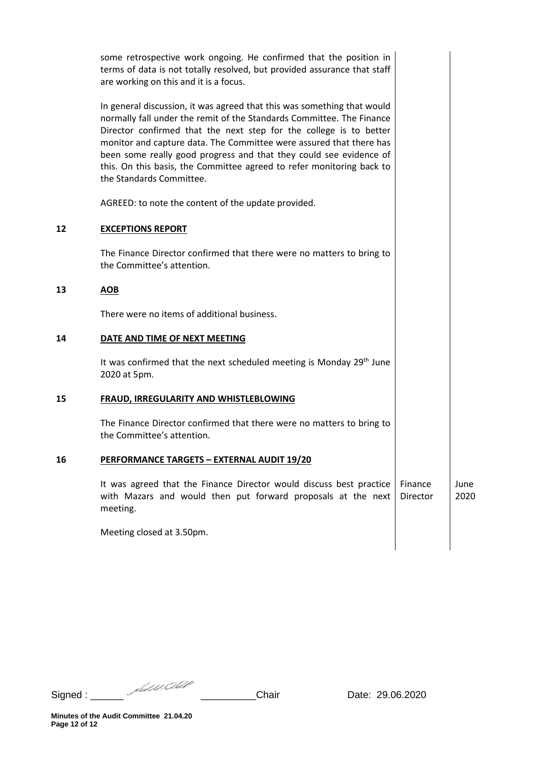some retrospective work ongoing. He confirmed that the position in terms of data is not totally resolved, but provided assurance that staff are working on this and it is a focus.

In general discussion, it was agreed that this was something that would normally fall under the remit of the Standards Committee. The Finance Director confirmed that the next step for the college is to better monitor and capture data. The Committee were assured that there has been some really good progress and that they could see evidence of this. On this basis, the Committee agreed to refer monitoring back to the Standards Committee.

AGREED: to note the content of the update provided.

## 12 EXCEPTIONS REPORT

The Finance Director confirmed that there were no matters to bring to the Committee's attention.

## 13 AOB

There were no items of additional business.

## 14 DATE AND TIME OF NEXT MEETING

It was confirmed that the next scheduled meeting is Monday 29th June 2020 at 5pm.

## 15 FRAUD, IRREGULARITY AND WHISTLEBLOWING

The Finance Director confirmed that there were no matters to bring to the Committee's attention.

## 16 PERFORMANCE TARGETS – EXTERNAL AUDIT 19/20

| | | |
|---|---|---|
| It was agreed that the Finance Director would discuss best practice with Mazars and would then put forward proposals at the next meeting. | Finance Director | June 2020 |

Meeting closed at 3.50pm.

Signed : ______ __________Chair Date: 29.06.2020

**Minutes of the Audit Committee 21.04.20**